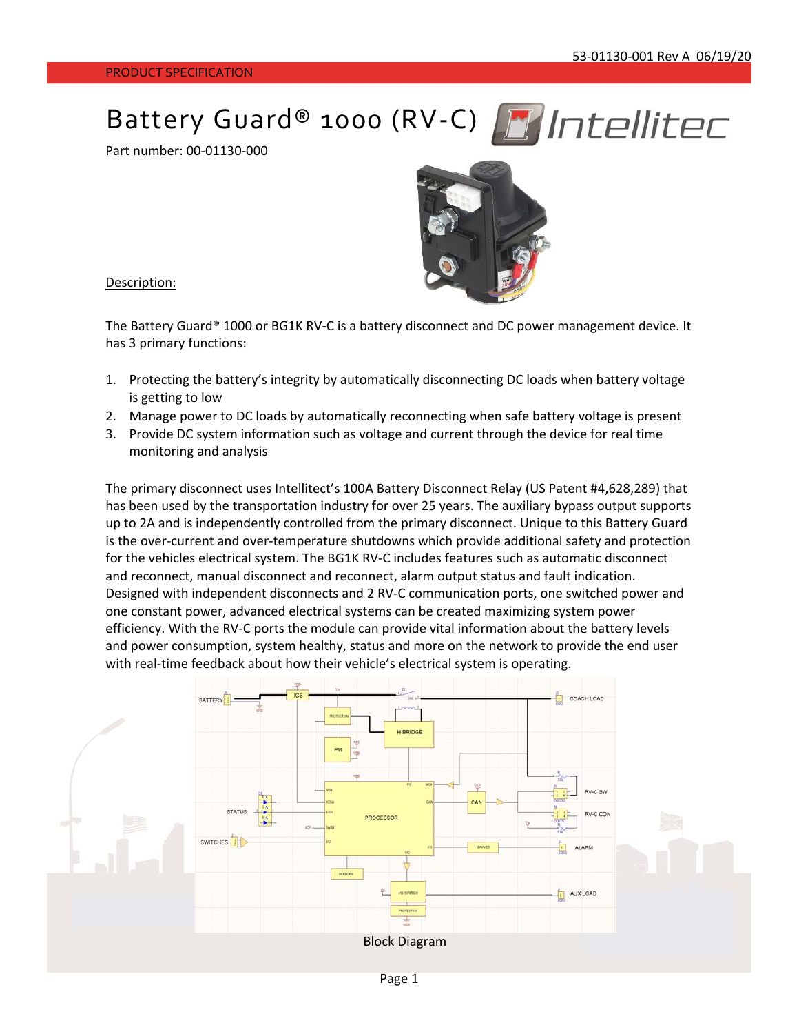PRODUCT SPECIFICATION

# Battery Guard® 1000 (RV-C)

Part number: 00-01130-000

## Description:

The Battery Guard® 1000 or BG1K RV-C is a battery disconnect and DC power management device. It has 3 primary functions:

1. Protecting the battery's integrity by automatically disconnecting DC loads when battery voltage is getting to low
2. Manage power to DC loads by automatically reconnecting when safe battery voltage is present
3. Provide DC system information such as voltage and current through the device for real time monitoring and analysis

The primary disconnect uses Intellitect's 100A Battery Disconnect Relay (US Patent #4,628,289) that has been used by the transportation industry for over 25 years. The auxiliary bypass output supports up to 2A and is independently controlled from the primary disconnect. Unique to this Battery Guard is the over-current and over-temperature shutdowns which provide additional safety and protection for the vehicles electrical system. The BG1K RV-C includes features such as automatic disconnect and reconnect, manual disconnect and reconnect, alarm output status and fault indication. Designed with independent disconnects and 2 RV-C communication ports, one switched power and one constant power, advanced electrical systems can be created maximizing system power efficiency. With the RV-C ports the module can provide vital information about the battery levels and power consumption, system healthy, status and more on the network to provide the end user with real-time feedback about how their vehicle's electrical system is operating.

Block Diagram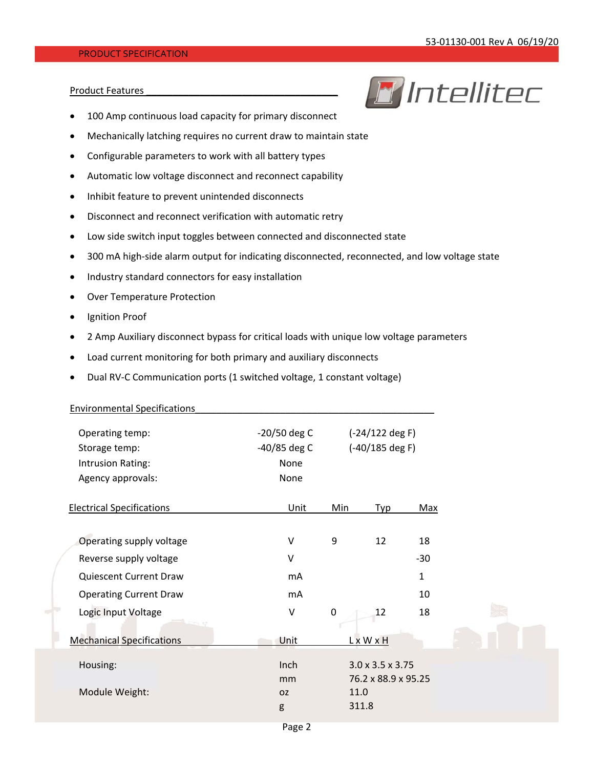## PRODUCT SPECIFICATION

### Product Features

- 100 Amp continuous load capacity for primary disconnect
- Mechanically latching requires no current draw to maintain state
- Configurable parameters to work with all battery types
- Automatic low voltage disconnect and reconnect capability
- Inhibit feature to prevent unintended disconnects
- Disconnect and reconnect verification with automatic retry
- Low side switch input toggles between connected and disconnected state
- 300 mA high-side alarm output for indicating disconnected, reconnected, and low voltage state
- Industry standard connectors for easy installation
- Over Temperature Protection
- Ignition Proof
- 2 Amp Auxiliary disconnect bypass for critical loads with unique low voltage parameters
- Load current monitoring for both primary and auxiliary disconnects
- Dual RV-C Communication ports (1 switched voltage, 1 constant voltage)

### Environmental Specifications

| | | |
|---|---|---|
| Operating temp: | -20/50 deg C | (-24/122 deg F) |
| Storage temp: | -40/85 deg C | (-40/185 deg F) |
| Intrusion Rating: | None | |
| Agency approvals: | None | |

### Electrical Specifications

| Electrical Specifications | Unit | Min | Typ | Max |
|---|---|---|---|---|
| Operating supply voltage | V | 9 | 12 | 18 |
| Reverse supply voltage | V | | | -30 |
| Quiescent Current Draw | mA | | | 1 |
| Operating Current Draw | mA | | | 10 |
| Logic Input Voltage | V | 0 | 12 | 18 |

### Mechanical Specifications

| Mechanical Specifications | Unit | L x W x H |
|---|---|---|
| Housing: | Inch | 3.0 x 3.5 x 3.75 |
| | mm | 76.2 x 88.9 x 95.25 |
| Module Weight: | oz | 11.0 |
| | g | 311.8 |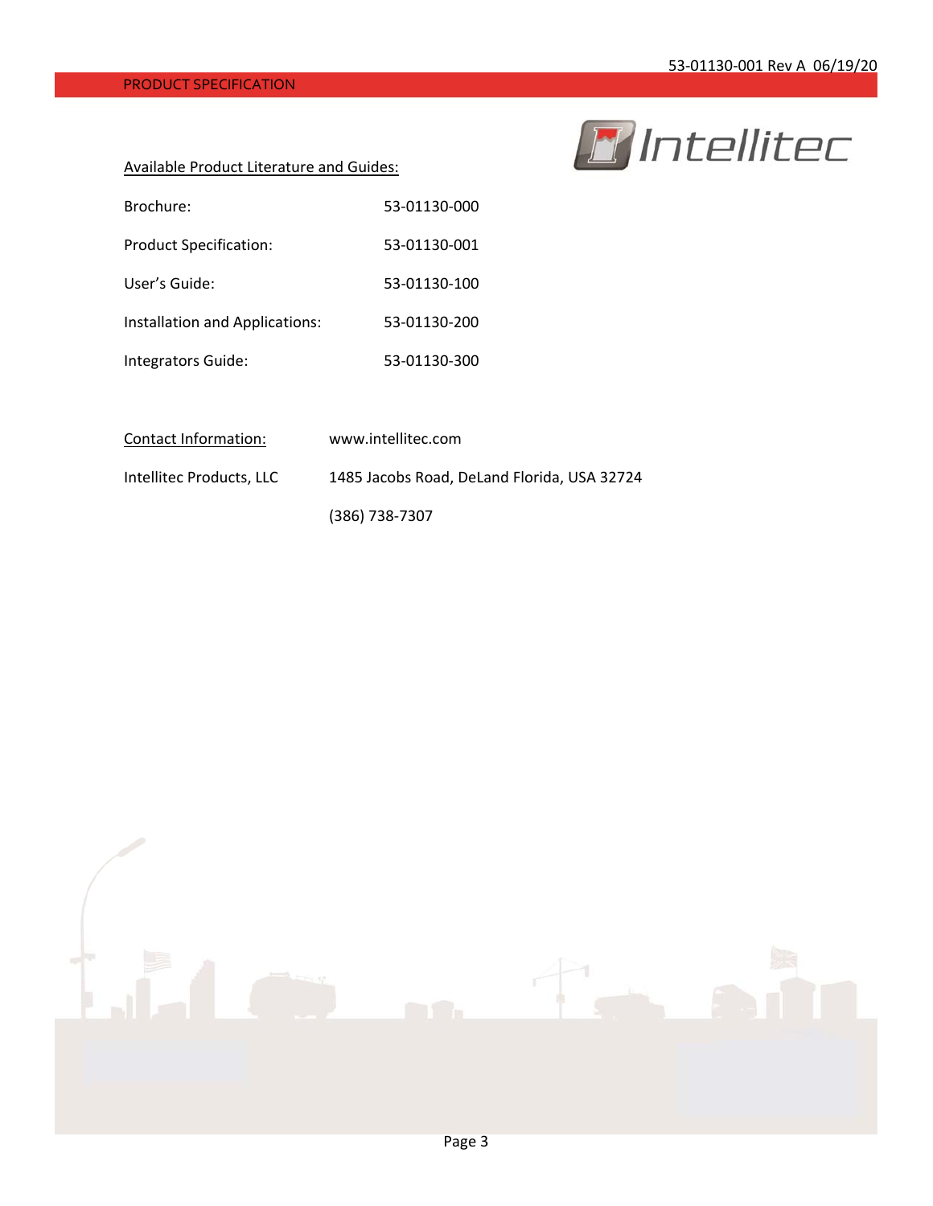Available Product Literature and Guides:

| | |
|---|---|
| Brochure: | 53-01130-000 |
| Product Specification: | 53-01130-001 |
| User's Guide: | 53-01130-100 |
| Installation and Applications: | 53-01130-200 |
| Integrators Guide: | 53-01130-300 |

| | |
|---|---|
| Contact Information: | www.intellitec.com |
| Intellitec Products, LLC | 1485 Jacobs Road, DeLand Florida, USA 32724 |
| | (386) 738-7307 |